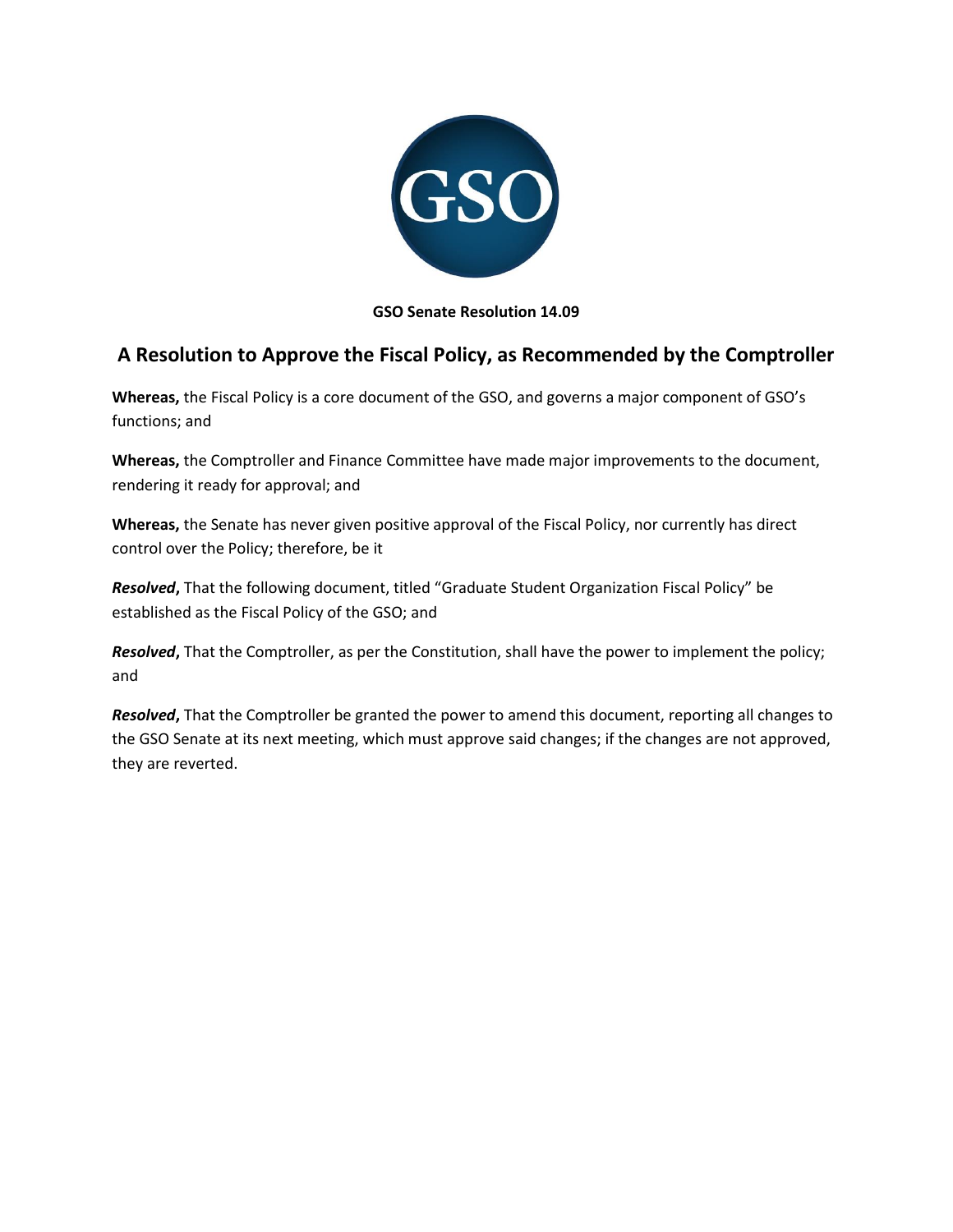**GSO Senate Resolution 14.09**

# A Resolution to Approve the Fiscal Policy, as Recommended by the Comptroller

**Whereas,** the Fiscal Policy is a core document of the GSO, and governs a major component of GSO's functions; and

**Whereas,** the Comptroller and Finance Committee have made major improvements to the document, rendering it ready for approval; and

**Whereas,** the Senate has never given positive approval of the Fiscal Policy, nor currently has direct control over the Policy; therefore, be it

***Resolved*****,** That the following document, titled "Graduate Student Organization Fiscal Policy" be established as the Fiscal Policy of the GSO; and

***Resolved*****,** That the Comptroller, as per the Constitution, shall have the power to implement the policy; and

***Resolved*****,** That the Comptroller be granted the power to amend this document, reporting all changes to the GSO Senate at its next meeting, which must approve said changes; if the changes are not approved, they are reverted.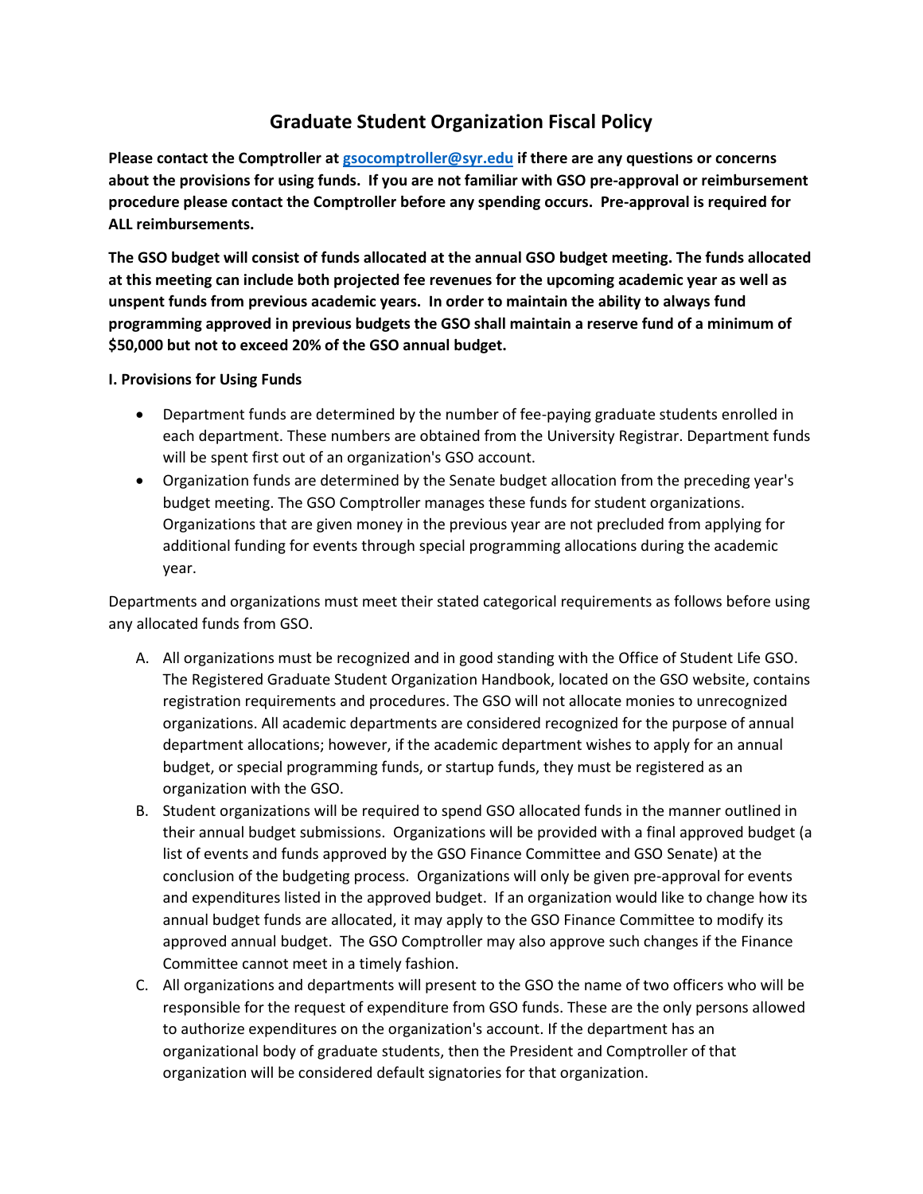# Graduate Student Organization Fiscal Policy

**Please contact the Comptroller at [gsocomptroller@syr.edu](mailto:gsocomptroller@syr.edu) if there are any questions or concerns about the provisions for using funds. If you are not familiar with GSO pre-approval or reimbursement procedure please contact the Comptroller before any spending occurs. Pre-approval is required for ALL reimbursements.**

**The GSO budget will consist of funds allocated at the annual GSO budget meeting. The funds allocated at this meeting can include both projected fee revenues for the upcoming academic year as well as unspent funds from previous academic years. In order to maintain the ability to always fund programming approved in previous budgets the GSO shall maintain a reserve fund of a minimum of $50,000 but not to exceed 20% of the GSO annual budget.**

**I. Provisions for Using Funds**

- Department funds are determined by the number of fee-paying graduate students enrolled in each department. These numbers are obtained from the University Registrar. Department funds will be spent first out of an organization's GSO account.
- Organization funds are determined by the Senate budget allocation from the preceding year's budget meeting. The GSO Comptroller manages these funds for student organizations. Organizations that are given money in the previous year are not precluded from applying for additional funding for events through special programming allocations during the academic year.

Departments and organizations must meet their stated categorical requirements as follows before using any allocated funds from GSO.

A. All organizations must be recognized and in good standing with the Office of Student Life GSO. The Registered Graduate Student Organization Handbook, located on the GSO website, contains registration requirements and procedures. The GSO will not allocate monies to unrecognized organizations. All academic departments are considered recognized for the purpose of annual department allocations; however, if the academic department wishes to apply for an annual budget, or special programming funds, or startup funds, they must be registered as an organization with the GSO.

B. Student organizations will be required to spend GSO allocated funds in the manner outlined in their annual budget submissions. Organizations will be provided with a final approved budget (a list of events and funds approved by the GSO Finance Committee and GSO Senate) at the conclusion of the budgeting process. Organizations will only be given pre-approval for events and expenditures listed in the approved budget. If an organization would like to change how its annual budget funds are allocated, it may apply to the GSO Finance Committee to modify its approved annual budget. The GSO Comptroller may also approve such changes if the Finance Committee cannot meet in a timely fashion.

C. All organizations and departments will present to the GSO the name of two officers who will be responsible for the request of expenditure from GSO funds. These are the only persons allowed to authorize expenditures on the organization's account. If the department has an organizational body of graduate students, then the President and Comptroller of that organization will be considered default signatories for that organization.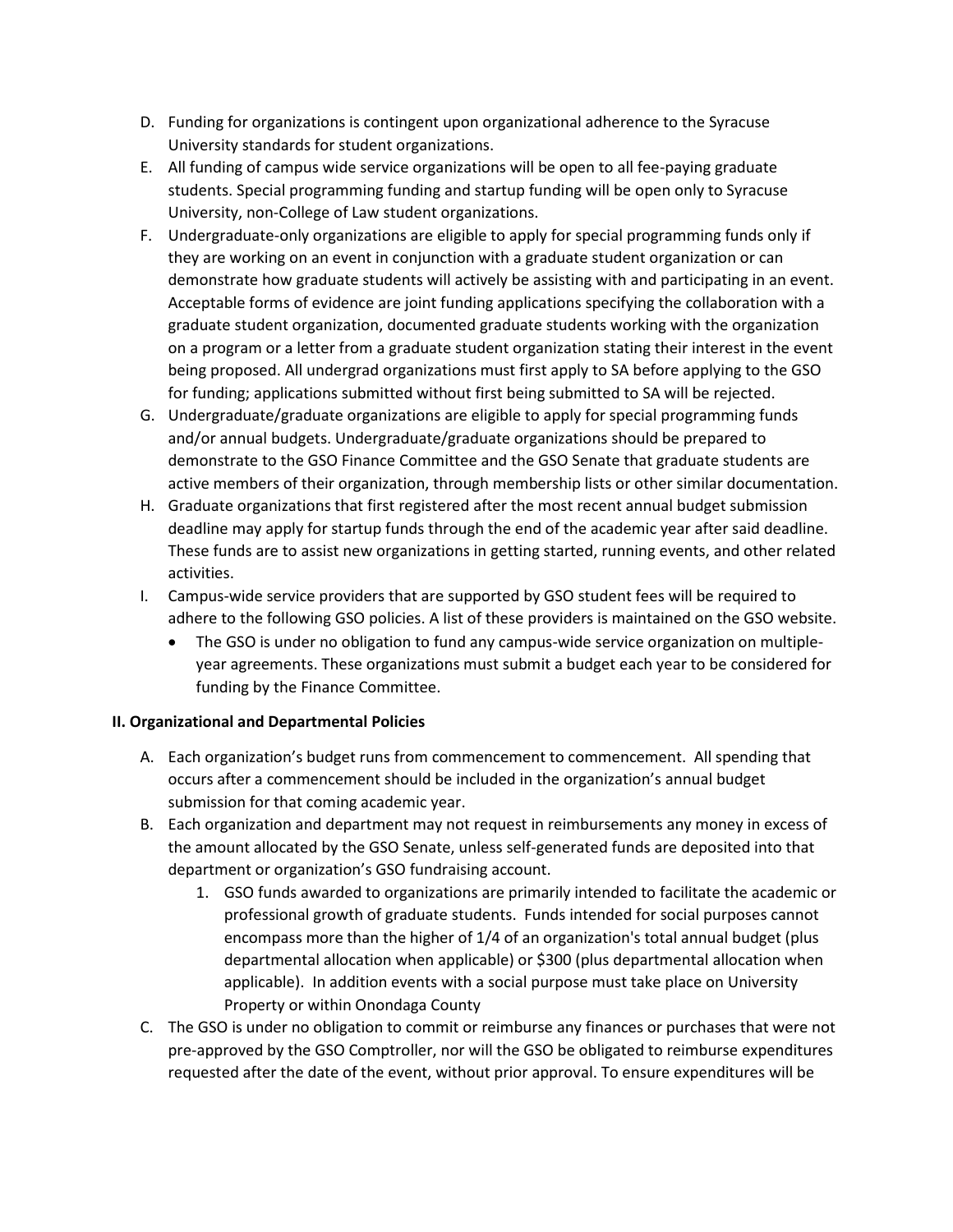D. Funding for organizations is contingent upon organizational adherence to the Syracuse University standards for student organizations.

E. All funding of campus wide service organizations will be open to all fee-paying graduate students. Special programming funding and startup funding will be open only to Syracuse University, non-College of Law student organizations.

F. Undergraduate-only organizations are eligible to apply for special programming funds only if they are working on an event in conjunction with a graduate student organization or can demonstrate how graduate students will actively be assisting with and participating in an event. Acceptable forms of evidence are joint funding applications specifying the collaboration with a graduate student organization, documented graduate students working with the organization on a program or a letter from a graduate student organization stating their interest in the event being proposed. All undergrad organizations must first apply to SA before applying to the GSO for funding; applications submitted without first being submitted to SA will be rejected.

G. Undergraduate/graduate organizations are eligible to apply for special programming funds and/or annual budgets. Undergraduate/graduate organizations should be prepared to demonstrate to the GSO Finance Committee and the GSO Senate that graduate students are active members of their organization, through membership lists or other similar documentation.

H. Graduate organizations that first registered after the most recent annual budget submission deadline may apply for startup funds through the end of the academic year after said deadline. These funds are to assist new organizations in getting started, running events, and other related activities.

I. Campus-wide service providers that are supported by GSO student fees will be required to adhere to the following GSO policies. A list of these providers is maintained on the GSO website.
   - The GSO is under no obligation to fund any campus-wide service organization on multiple-year agreements. These organizations must submit a budget each year to be considered for funding by the Finance Committee.

**II. Organizational and Departmental Policies**

A. Each organization's budget runs from commencement to commencement. All spending that occurs after a commencement should be included in the organization's annual budget submission for that coming academic year.

B. Each organization and department may not request in reimbursements any money in excess of the amount allocated by the GSO Senate, unless self-generated funds are deposited into that department or organization's GSO fundraising account.
   1. GSO funds awarded to organizations are primarily intended to facilitate the academic or professional growth of graduate students. Funds intended for social purposes cannot encompass more than the higher of 1/4 of an organization's total annual budget (plus departmental allocation when applicable) or $300 (plus departmental allocation when applicable). In addition events with a social purpose must take place on University Property or within Onondaga County

C. The GSO is under no obligation to commit or reimburse any finances or purchases that were not pre-approved by the GSO Comptroller, nor will the GSO be obligated to reimburse expenditures requested after the date of the event, without prior approval. To ensure expenditures will be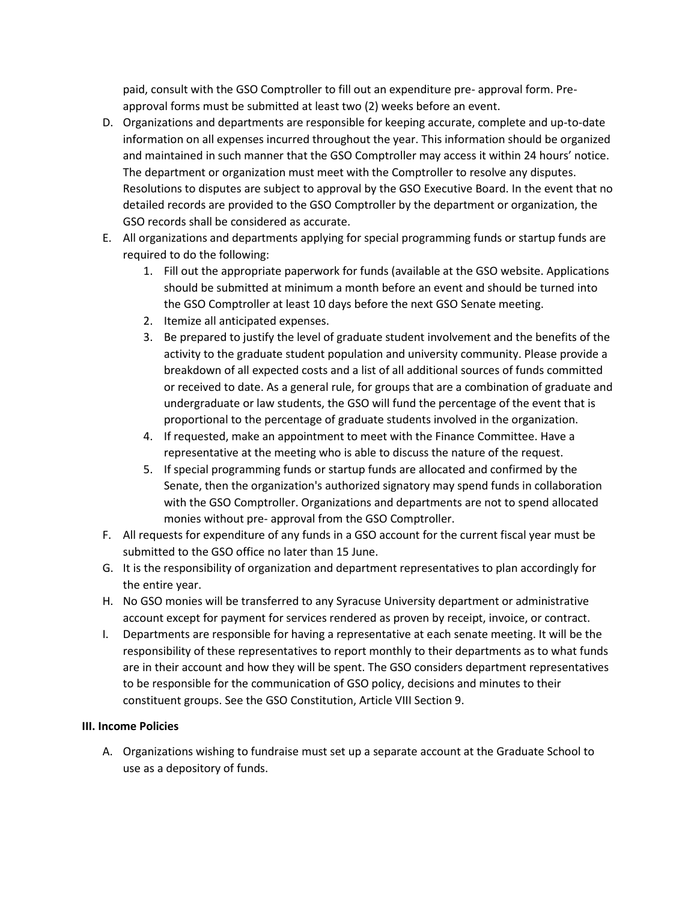paid, consult with the GSO Comptroller to fill out an expenditure pre- approval form. Pre-approval forms must be submitted at least two (2) weeks before an event.

D. Organizations and departments are responsible for keeping accurate, complete and up-to-date information on all expenses incurred throughout the year. This information should be organized and maintained in such manner that the GSO Comptroller may access it within 24 hours' notice. The department or organization must meet with the Comptroller to resolve any disputes. Resolutions to disputes are subject to approval by the GSO Executive Board. In the event that no detailed records are provided to the GSO Comptroller by the department or organization, the GSO records shall be considered as accurate.

E. All organizations and departments applying for special programming funds or startup funds are required to do the following:

   1. Fill out the appropriate paperwork for funds (available at the GSO website. Applications should be submitted at minimum a month before an event and should be turned into the GSO Comptroller at least 10 days before the next GSO Senate meeting.
   2. Itemize all anticipated expenses.
   3. Be prepared to justify the level of graduate student involvement and the benefits of the activity to the graduate student population and university community. Please provide a breakdown of all expected costs and a list of all additional sources of funds committed or received to date. As a general rule, for groups that are a combination of graduate and undergraduate or law students, the GSO will fund the percentage of the event that is proportional to the percentage of graduate students involved in the organization.
   4. If requested, make an appointment to meet with the Finance Committee. Have a representative at the meeting who is able to discuss the nature of the request.
   5. If special programming funds or startup funds are allocated and confirmed by the Senate, then the organization's authorized signatory may spend funds in collaboration with the GSO Comptroller. Organizations and departments are not to spend allocated monies without pre- approval from the GSO Comptroller.

F. All requests for expenditure of any funds in a GSO account for the current fiscal year must be submitted to the GSO office no later than 15 June.

G. It is the responsibility of organization and department representatives to plan accordingly for the entire year.

H. No GSO monies will be transferred to any Syracuse University department or administrative account except for payment for services rendered as proven by receipt, invoice, or contract.

I. Departments are responsible for having a representative at each senate meeting. It will be the responsibility of these representatives to report monthly to their departments as to what funds are in their account and how they will be spent. The GSO considers department representatives to be responsible for the communication of GSO policy, decisions and minutes to their constituent groups. See the GSO Constitution, Article VIII Section 9.

**III. Income Policies**

A. Organizations wishing to fundraise must set up a separate account at the Graduate School to use as a depository of funds.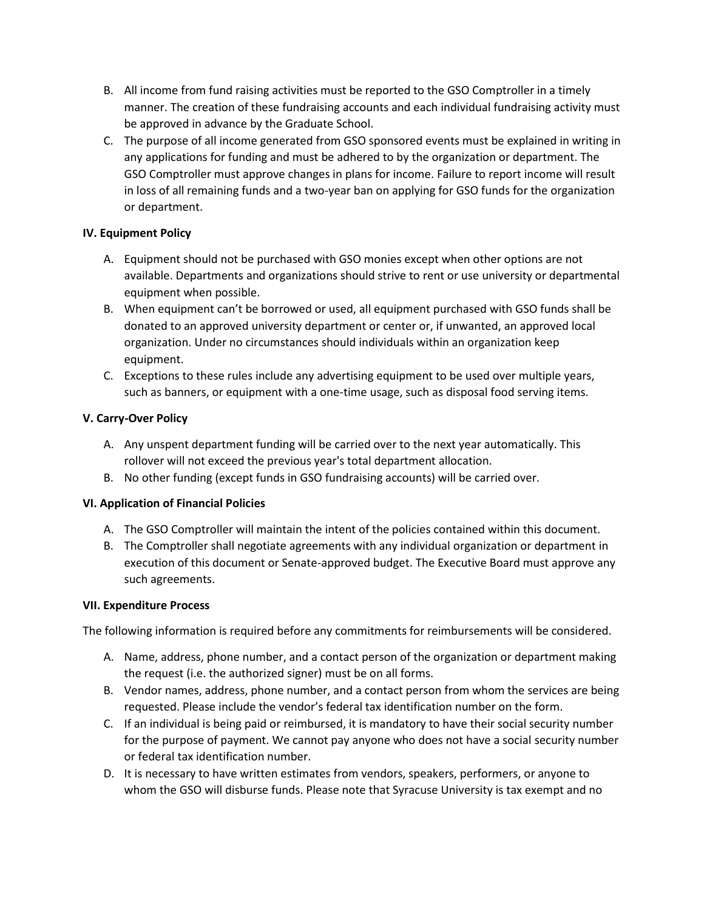B. All income from fund raising activities must be reported to the GSO Comptroller in a timely manner. The creation of these fundraising accounts and each individual fundraising activity must be approved in advance by the Graduate School.

C. The purpose of all income generated from GSO sponsored events must be explained in writing in any applications for funding and must be adhered to by the organization or department. The GSO Comptroller must approve changes in plans for income. Failure to report income will result in loss of all remaining funds and a two-year ban on applying for GSO funds for the organization or department.

**IV. Equipment Policy**

A. Equipment should not be purchased with GSO monies except when other options are not available. Departments and organizations should strive to rent or use university or departmental equipment when possible.

B. When equipment can't be borrowed or used, all equipment purchased with GSO funds shall be donated to an approved university department or center or, if unwanted, an approved local organization. Under no circumstances should individuals within an organization keep equipment.

C. Exceptions to these rules include any advertising equipment to be used over multiple years, such as banners, or equipment with a one-time usage, such as disposal food serving items.

**V. Carry-Over Policy**

A. Any unspent department funding will be carried over to the next year automatically. This rollover will not exceed the previous year's total department allocation.

B. No other funding (except funds in GSO fundraising accounts) will be carried over.

**VI. Application of Financial Policies**

A. The GSO Comptroller will maintain the intent of the policies contained within this document.

B. The Comptroller shall negotiate agreements with any individual organization or department in execution of this document or Senate-approved budget. The Executive Board must approve any such agreements.

**VII. Expenditure Process**

The following information is required before any commitments for reimbursements will be considered.

A. Name, address, phone number, and a contact person of the organization or department making the request (i.e. the authorized signer) must be on all forms.

B. Vendor names, address, phone number, and a contact person from whom the services are being requested. Please include the vendor's federal tax identification number on the form.

C. If an individual is being paid or reimbursed, it is mandatory to have their social security number for the purpose of payment. We cannot pay anyone who does not have a social security number or federal tax identification number.

D. It is necessary to have written estimates from vendors, speakers, performers, or anyone to whom the GSO will disburse funds. Please note that Syracuse University is tax exempt and no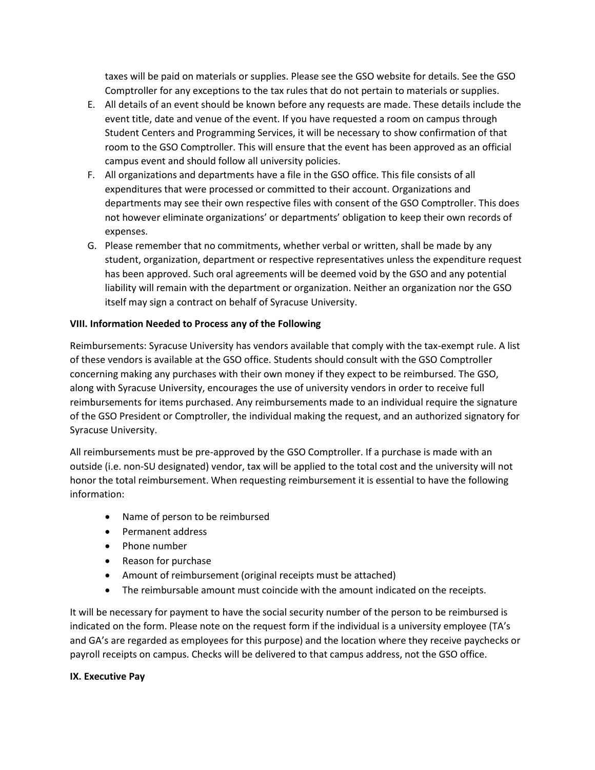taxes will be paid on materials or supplies. Please see the GSO website for details. See the GSO Comptroller for any exceptions to the tax rules that do not pertain to materials or supplies.

E. All details of an event should be known before any requests are made. These details include the event title, date and venue of the event. If you have requested a room on campus through Student Centers and Programming Services, it will be necessary to show confirmation of that room to the GSO Comptroller. This will ensure that the event has been approved as an official campus event and should follow all university policies.
F. All organizations and departments have a file in the GSO office. This file consists of all expenditures that were processed or committed to their account. Organizations and departments may see their own respective files with consent of the GSO Comptroller. This does not however eliminate organizations' or departments' obligation to keep their own records of expenses.
G. Please remember that no commitments, whether verbal or written, shall be made by any student, organization, department or respective representatives unless the expenditure request has been approved. Such oral agreements will be deemed void by the GSO and any potential liability will remain with the department or organization. Neither an organization nor the GSO itself may sign a contract on behalf of Syracuse University.

**VIII. Information Needed to Process any of the Following**

Reimbursements: Syracuse University has vendors available that comply with the tax-exempt rule. A list of these vendors is available at the GSO office. Students should consult with the GSO Comptroller concerning making any purchases with their own money if they expect to be reimbursed. The GSO, along with Syracuse University, encourages the use of university vendors in order to receive full reimbursements for items purchased. Any reimbursements made to an individual require the signature of the GSO President or Comptroller, the individual making the request, and an authorized signatory for Syracuse University.

All reimbursements must be pre-approved by the GSO Comptroller. If a purchase is made with an outside (i.e. non-SU designated) vendor, tax will be applied to the total cost and the university will not honor the total reimbursement. When requesting reimbursement it is essential to have the following information:

- Name of person to be reimbursed
- Permanent address
- Phone number
- Reason for purchase
- Amount of reimbursement (original receipts must be attached)
- The reimbursable amount must coincide with the amount indicated on the receipts.

It will be necessary for payment to have the social security number of the person to be reimbursed is indicated on the form. Please note on the request form if the individual is a university employee (TA's and GA's are regarded as employees for this purpose) and the location where they receive paychecks or payroll receipts on campus. Checks will be delivered to that campus address, not the GSO office.

**IX. Executive Pay**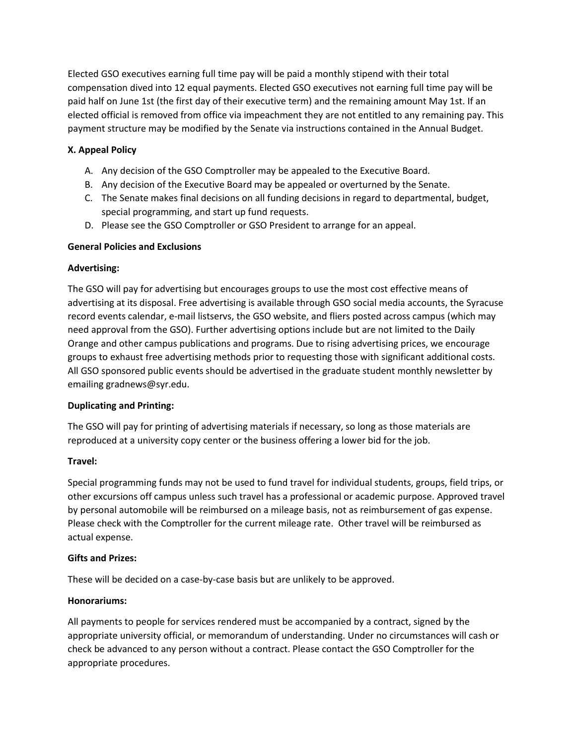Elected GSO executives earning full time pay will be paid a monthly stipend with their total compensation dived into 12 equal payments. Elected GSO executives not earning full time pay will be paid half on June 1st (the first day of their executive term) and the remaining amount May 1st. If an elected official is removed from office via impeachment they are not entitled to any remaining pay. This payment structure may be modified by the Senate via instructions contained in the Annual Budget.

**X. Appeal Policy**

A. Any decision of the GSO Comptroller may be appealed to the Executive Board.
B. Any decision of the Executive Board may be appealed or overturned by the Senate.
C. The Senate makes final decisions on all funding decisions in regard to departmental, budget, special programming, and start up fund requests.
D. Please see the GSO Comptroller or GSO President to arrange for an appeal.

**General Policies and Exclusions**

**Advertising:**

The GSO will pay for advertising but encourages groups to use the most cost effective means of advertising at its disposal. Free advertising is available through GSO social media accounts, the Syracuse record events calendar, e-mail listservs, the GSO website, and fliers posted across campus (which may need approval from the GSO). Further advertising options include but are not limited to the Daily Orange and other campus publications and programs. Due to rising advertising prices, we encourage groups to exhaust free advertising methods prior to requesting those with significant additional costs. All GSO sponsored public events should be advertised in the graduate student monthly newsletter by emailing gradnews@syr.edu.

**Duplicating and Printing:**

The GSO will pay for printing of advertising materials if necessary, so long as those materials are reproduced at a university copy center or the business offering a lower bid for the job.

**Travel:**

Special programming funds may not be used to fund travel for individual students, groups, field trips, or other excursions off campus unless such travel has a professional or academic purpose. Approved travel by personal automobile will be reimbursed on a mileage basis, not as reimbursement of gas expense. Please check with the Comptroller for the current mileage rate. Other travel will be reimbursed as actual expense.

**Gifts and Prizes:**

These will be decided on a case-by-case basis but are unlikely to be approved.

**Honorariums:**

All payments to people for services rendered must be accompanied by a contract, signed by the appropriate university official, or memorandum of understanding. Under no circumstances will cash or check be advanced to any person without a contract. Please contact the GSO Comptroller for the appropriate procedures.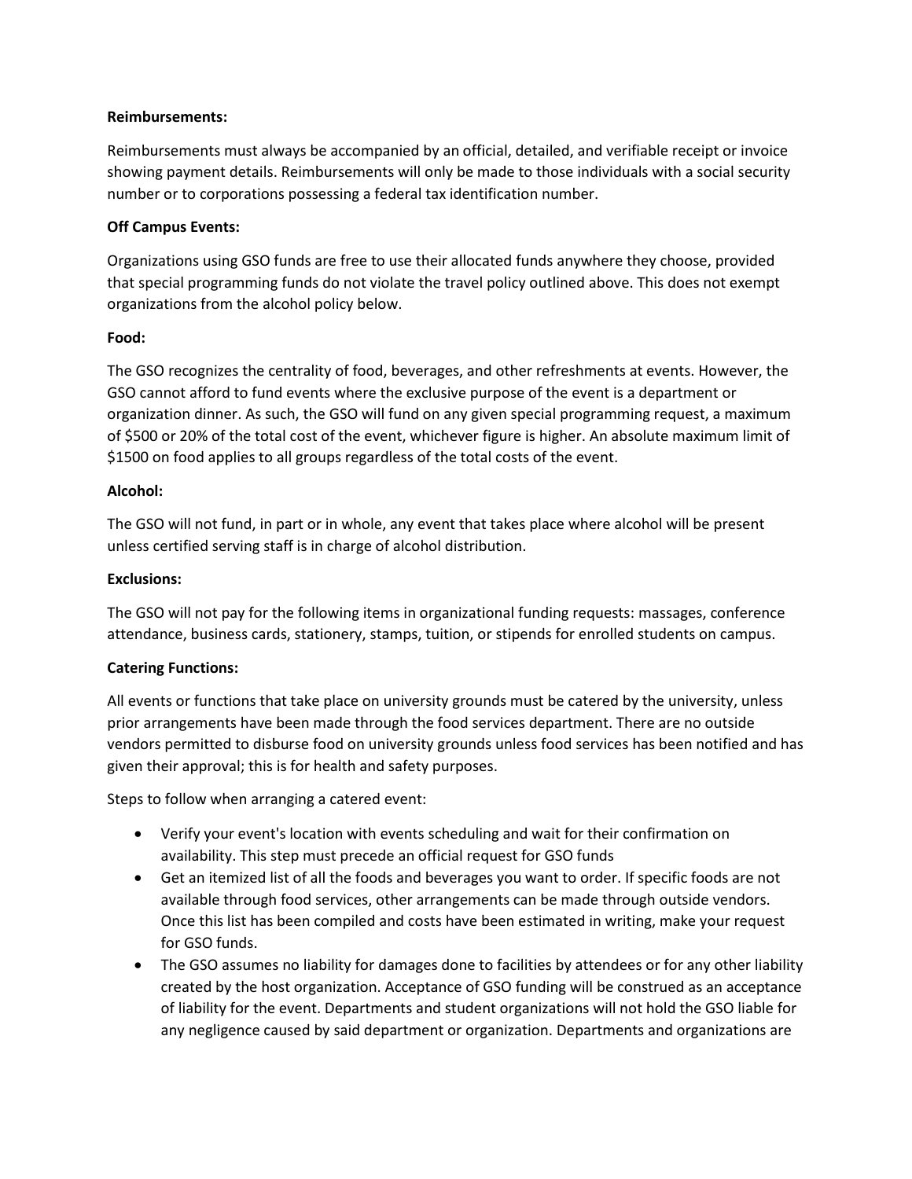**Reimbursements:**

Reimbursements must always be accompanied by an official, detailed, and verifiable receipt or invoice showing payment details. Reimbursements will only be made to those individuals with a social security number or to corporations possessing a federal tax identification number.

**Off Campus Events:**

Organizations using GSO funds are free to use their allocated funds anywhere they choose, provided that special programming funds do not violate the travel policy outlined above. This does not exempt organizations from the alcohol policy below.

**Food:**

The GSO recognizes the centrality of food, beverages, and other refreshments at events. However, the GSO cannot afford to fund events where the exclusive purpose of the event is a department or organization dinner. As such, the GSO will fund on any given special programming request, a maximum of $500 or 20% of the total cost of the event, whichever figure is higher. An absolute maximum limit of $1500 on food applies to all groups regardless of the total costs of the event.

**Alcohol:**

The GSO will not fund, in part or in whole, any event that takes place where alcohol will be present unless certified serving staff is in charge of alcohol distribution.

**Exclusions:**

The GSO will not pay for the following items in organizational funding requests: massages, conference attendance, business cards, stationery, stamps, tuition, or stipends for enrolled students on campus.

**Catering Functions:**

All events or functions that take place on university grounds must be catered by the university, unless prior arrangements have been made through the food services department. There are no outside vendors permitted to disburse food on university grounds unless food services has been notified and has given their approval; this is for health and safety purposes.

Steps to follow when arranging a catered event:

- Verify your event's location with events scheduling and wait for their confirmation on availability. This step must precede an official request for GSO funds
- Get an itemized list of all the foods and beverages you want to order. If specific foods are not available through food services, other arrangements can be made through outside vendors. Once this list has been compiled and costs have been estimated in writing, make your request for GSO funds.
- The GSO assumes no liability for damages done to facilities by attendees or for any other liability created by the host organization. Acceptance of GSO funding will be construed as an acceptance of liability for the event. Departments and student organizations will not hold the GSO liable for any negligence caused by said department or organization. Departments and organizations are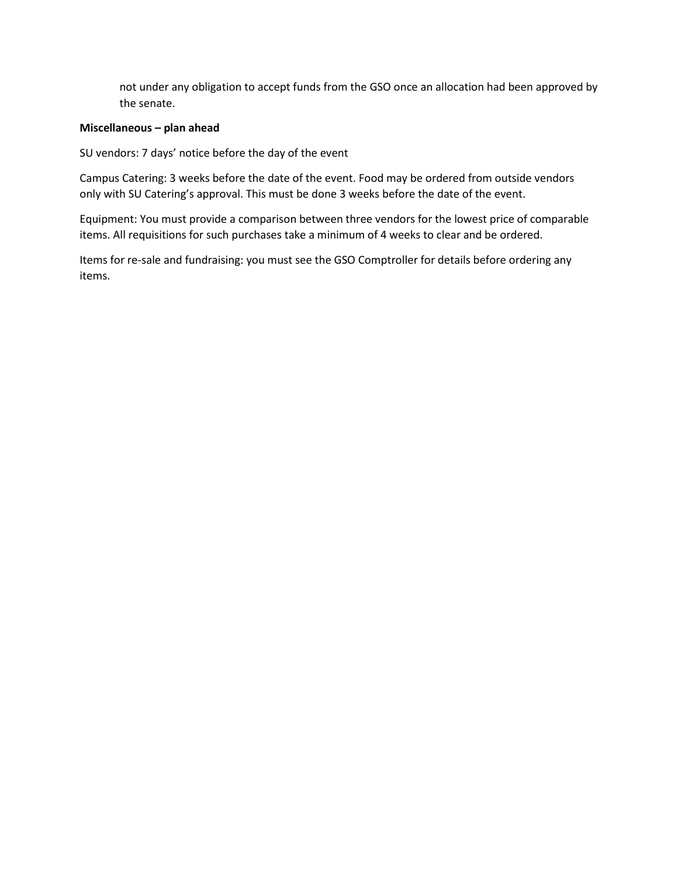not under any obligation to accept funds from the GSO once an allocation had been approved by the senate.

**Miscellaneous – plan ahead**

SU vendors: 7 days' notice before the day of the event

Campus Catering: 3 weeks before the date of the event. Food may be ordered from outside vendors only with SU Catering's approval. This must be done 3 weeks before the date of the event.

Equipment: You must provide a comparison between three vendors for the lowest price of comparable items. All requisitions for such purchases take a minimum of 4 weeks to clear and be ordered.

Items for re-sale and fundraising: you must see the GSO Comptroller for details before ordering any items.